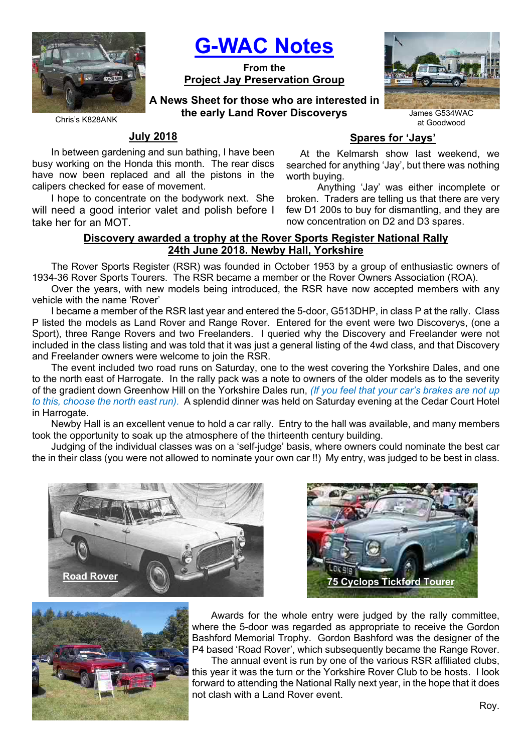# G-WAC Notes

**From the**
**Project Jay Preservation Group**

**A News Sheet for those who are interested in the early Land Rover Discoverys**

Chris's K828ANK

James G534WAC at Goodwood

## July 2018

In between gardening and sun bathing, I have been busy working on the Honda this month. The rear discs have now been replaced and all the pistons in the calipers checked for ease of movement.

I hope to concentrate on the bodywork next. She will need a good interior valet and polish before I take her for an MOT.

## Spares for 'Jays'

At the Kelmarsh show last weekend, we searched for anything 'Jay', but there was nothing worth buying.

Anything 'Jay' was either incomplete or broken. Traders are telling us that there are very few D1 200s to buy for dismantling, and they are now concentration on D2 and D3 spares.

## Discovery awarded a trophy at the Rover Sports Register National Rally 24th June 2018. Newby Hall, Yorkshire

The Rover Sports Register (RSR) was founded in October 1953 by a group of enthusiastic owners of 1934-36 Rover Sports Tourers. The RSR became a member or the Rover Owners Association (ROA).

Over the years, with new models being introduced, the RSR have now accepted members with any vehicle with the name 'Rover'

I became a member of the RSR last year and entered the 5-door, G513DHP, in class P at the rally. Class P listed the models as Land Rover and Range Rover. Entered for the event were two Discoverys, (one a Sport), three Range Rovers and two Freelanders. I queried why the Discovery and Freelander were not included in the class listing and was told that it was just a general listing of the 4wd class, and that Discovery and Freelander owners were welcome to join the RSR.

The event included two road runs on Saturday, one to the west covering the Yorkshire Dales, and one to the north east of Harrogate. In the rally pack was a note to owners of the older models as to the severity of the gradient down Greenhow Hill on the Yorkshire Dales run, *(If you feel that your car's brakes are not up to this, choose the north east run).* A splendid dinner was held on Saturday evening at the Cedar Court Hotel in Harrogate.

Newby Hall is an excellent venue to hold a car rally. Entry to the hall was available, and many members took the opportunity to soak up the atmosphere of the thirteenth century building.

Judging of the individual classes was on a 'self-judge' basis, where owners could nominate the best car the in their class (you were not allowed to nominate your own car !!) My entry, was judged to be best in class.

**Road Rover**

**75 Cyclops Tickford Tourer**

Awards for the whole entry were judged by the rally committee, where the 5-door was regarded as appropriate to receive the Gordon Bashford Memorial Trophy. Gordon Bashford was the designer of the P4 based 'Road Rover', which subsequently became the Range Rover.

The annual event is run by one of the various RSR affiliated clubs, this year it was the turn or the Yorkshire Rover Club to be hosts. I look forward to attending the National Rally next year, in the hope that it does not clash with a Land Rover event.

Roy.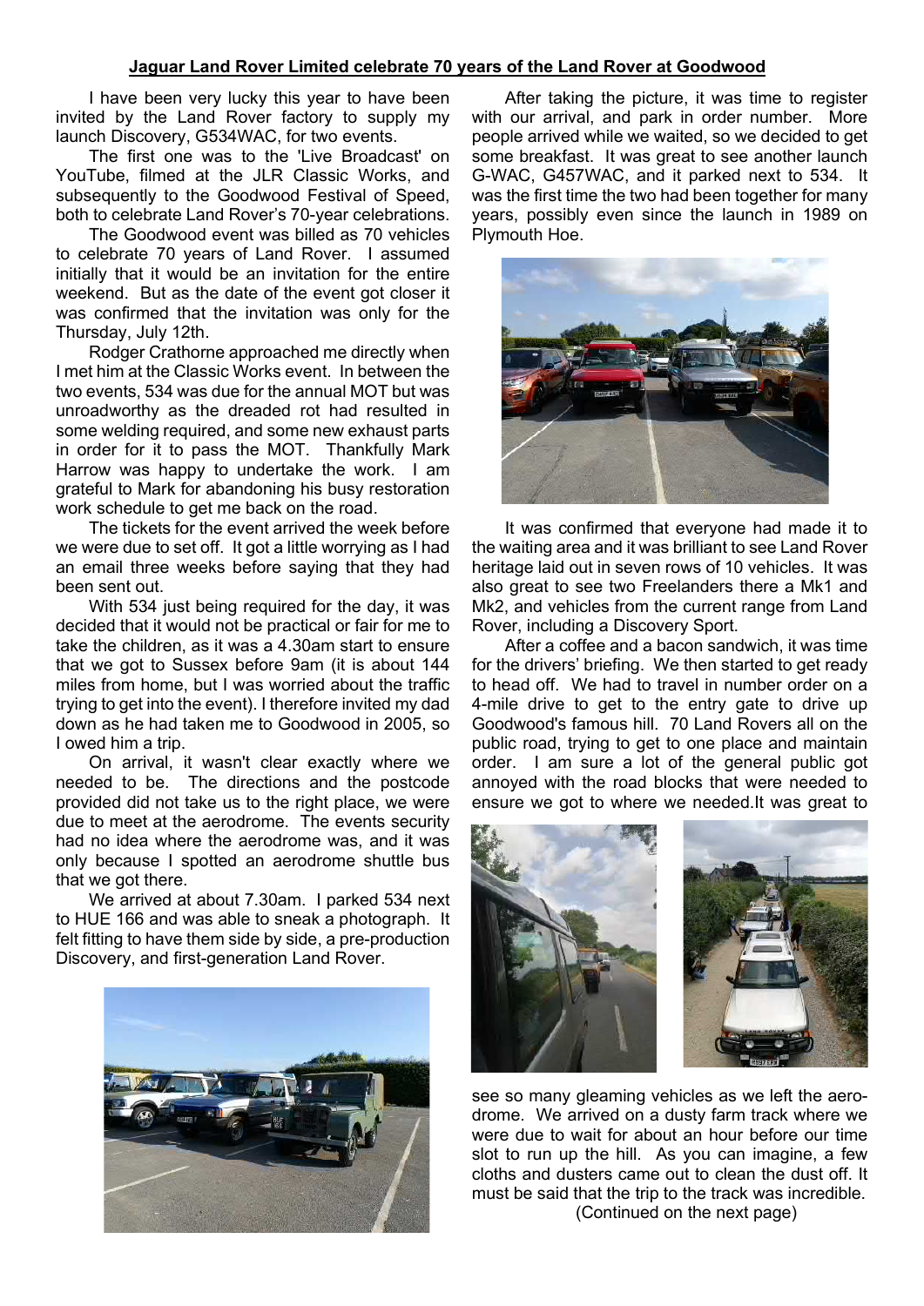**Jaguar Land Rover Limited celebrate 70 years of the Land Rover at Goodwood**

I have been very lucky this year to have been invited by the Land Rover factory to supply my launch Discovery, G534WAC, for two events.

The first one was to the 'Live Broadcast' on YouTube, filmed at the JLR Classic Works, and subsequently to the Goodwood Festival of Speed, both to celebrate Land Rover's 70-year celebrations.

The Goodwood event was billed as 70 vehicles to celebrate 70 years of Land Rover. I assumed initially that it would be an invitation for the entire weekend. But as the date of the event got closer it was confirmed that the invitation was only for the Thursday, July 12th.

Rodger Crathorne approached me directly when I met him at the Classic Works event. In between the two events, 534 was due for the annual MOT but was unroadworthy as the dreaded rot had resulted in some welding required, and some new exhaust parts in order for it to pass the MOT. Thankfully Mark Harrow was happy to undertake the work. I am grateful to Mark for abandoning his busy restoration work schedule to get me back on the road.

The tickets for the event arrived the week before we were due to set off. It got a little worrying as I had an email three weeks before saying that they had been sent out.

With 534 just being required for the day, it was decided that it would not be practical or fair for me to take the children, as it was a 4.30am start to ensure that we got to Sussex before 9am (it is about 144 miles from home, but I was worried about the traffic trying to get into the event). I therefore invited my dad down as he had taken me to Goodwood in 2005, so I owed him a trip.

On arrival, it wasn't clear exactly where we needed to be. The directions and the postcode provided did not take us to the right place, we were due to meet at the aerodrome. The events security had no idea where the aerodrome was, and it was only because I spotted an aerodrome shuttle bus that we got there.

We arrived at about 7.30am. I parked 534 next to HUE 166 and was able to sneak a photograph. It felt fitting to have them side by side, a pre-production Discovery, and first-generation Land Rover.

After taking the picture, it was time to register with our arrival, and park in order number. More people arrived while we waited, so we decided to get some breakfast. It was great to see another launch G-WAC, G457WAC, and it parked next to 534. It was the first time the two had been together for many years, possibly even since the launch in 1989 on Plymouth Hoe.

It was confirmed that everyone had made it to the waiting area and it was brilliant to see Land Rover heritage laid out in seven rows of 10 vehicles. It was also great to see two Freelanders there a Mk1 and Mk2, and vehicles from the current range from Land Rover, including a Discovery Sport.

After a coffee and a bacon sandwich, it was time for the drivers' briefing. We then started to get ready to head off. We had to travel in number order on a 4-mile drive to get to the entry gate to drive up Goodwood's famous hill. 70 Land Rovers all on the public road, trying to get to one place and maintain order. I am sure a lot of the general public got annoyed with the road blocks that were needed to ensure we got to where we needed.It was great to see so many gleaming vehicles as we left the aero-drome. We arrived on a dusty farm track where we were due to wait for about an hour before our time slot to run up the hill. As you can imagine, a few cloths and dusters came out to clean the dust off. It must be said that the trip to the track was incredible.

(Continued on the next page)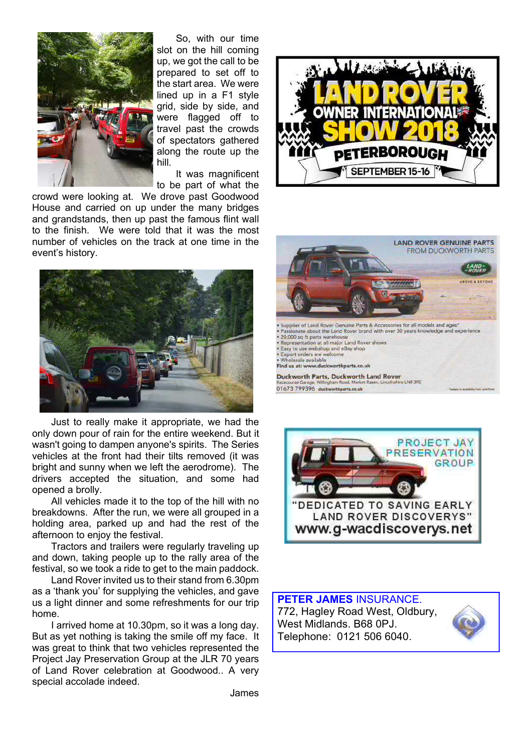So, with our time slot on the hill coming up, we got the call to be prepared to set off to the start area. We were lined up in a F1 style grid, side by side, and were flagged off to travel past the crowds of spectators gathered along the route up the hill.

It was magnificent to be part of what the crowd were looking at. We drove past Goodwood House and carried on up under the many bridges and grandstands, then up past the famous flint wall to the finish. We were told that it was the most number of vehicles on the track at one time in the event's history.

Just to really make it appropriate, we had the only down pour of rain for the entire weekend. But it wasn't going to dampen anyone's spirits. The Series vehicles at the front had their tilts removed (it was bright and sunny when we left the aerodrome). The drivers accepted the situation, and some had opened a brolly.

All vehicles made it to the top of the hill with no breakdowns. After the run, we were all grouped in a holding area, parked up and had the rest of the afternoon to enjoy the festival.

Tractors and trailers were regularly traveling up and down, taking people up to the rally area of the festival, so we took a ride to get to the main paddock.

Land Rover invited us to their stand from 6.30pm as a 'thank you' for supplying the vehicles, and gave us a light dinner and some refreshments for our trip home.

I arrived home at 10.30pm, so it was a long day. But as yet nothing is taking the smile off my face. It was great to think that two vehicles represented the Project Jay Preservation Group at the JLR 70 years of Land Rover celebration at Goodwood.. A very special accolade indeed.

James

LAND ROVER OWNER INTERNATIONAL SHOW 2018
PETERBOROUGH
SEPTEMBER 15-16

LAND ROVER GENUINE PARTS
FROM DUCKWORTH PARTS

- Supplier of Land Rover Genuine Parts & Accessories for all models and ages*
- Passionate about the Land Rover brand with over 30 years knowledge and experience
- 20,000 sq ft parts warehouse
- Representation at all major Land Rover shows
- Easy to use webshop and eBay shop
- Export orders are welcome
- Wholesale available

Find us at: www.duckworthparts.co.uk

Duckworth Parts, Duckworth Land Rover
Racecourse Garage, Willingham Road, Market Rasen, Lincolnshire LN8 3RE
01673 799396 duckworthparts.co.uk

PROJECT JAY PRESERVATION GROUP
"DEDICATED TO SAVING EARLY LAND ROVER DISCOVERYS"
www.g-wacdiscoverys.net

**PETER JAMES** INSURANCE.
772, Hagley Road West, Oldbury,
West Midlands. B68 0PJ.
Telephone: 0121 506 6040.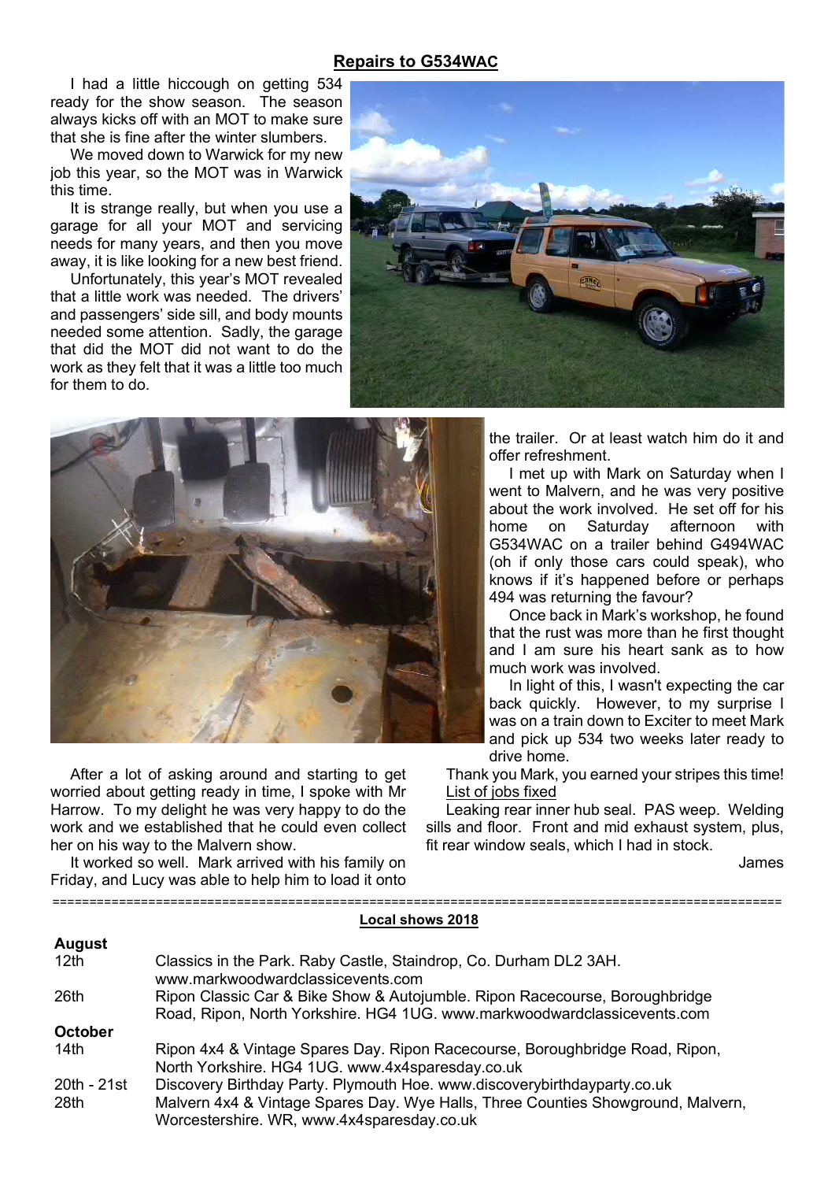## Repairs to G534WAC

I had a little hiccough on getting 534 ready for the show season. The season always kicks off with an MOT to make sure that she is fine after the winter slumbers.

We moved down to Warwick for my new job this year, so the MOT was in Warwick this time.

It is strange really, but when you use a garage for all your MOT and servicing needs for many years, and then you move away, it is like looking for a new best friend.

Unfortunately, this year's MOT revealed that a little work was needed. The drivers' and passengers' side sill, and body mounts needed some attention. Sadly, the garage that did the MOT did not want to do the work as they felt that it was a little too much for them to do.

After a lot of asking around and starting to get worried about getting ready in time, I spoke with Mr Harrow. To my delight he was very happy to do the work and we established that he could even collect her on his way to the Malvern show.

It worked so well. Mark arrived with his family on Friday, and Lucy was able to help him to load it onto the trailer. Or at least watch him do it and offer refreshment.

I met up with Mark on Saturday when I went to Malvern, and he was very positive about the work involved. He set off for his home on Saturday afternoon with G534WAC on a trailer behind G494WAC (oh if only those cars could speak), who knows if it's happened before or perhaps 494 was returning the favour?

Once back in Mark's workshop, he found that the rust was more than he first thought and I am sure his heart sank as to how much work was involved.

In light of this, I wasn't expecting the car back quickly. However, to my surprise I was on a train down to Exciter to meet Mark and pick up 534 two weeks later ready to drive home.

Thank you Mark, you earned your stripes this time!

List of jobs fixed

Leaking rear inner hub seal. PAS weep. Welding sills and floor. Front and mid exhaust system, plus, fit rear window seals, which I had in stock.

James

---

## Local shows 2018

**August**

| | |
|---|---|
| 12th | Classics in the Park. Raby Castle, Staindrop, Co. Durham DL2 3AH. www.markwoodwardclassicevents.com |
| 26th | Ripon Classic Car & Bike Show & Autojumble. Ripon Racecourse, Boroughbridge Road, Ripon, North Yorkshire. HG4 1UG. www.markwoodwardclassicevents.com |

**October**

| | |
|---|---|
| 14th | Ripon 4x4 & Vintage Spares Day. Ripon Racecourse, Boroughbridge Road, Ripon, North Yorkshire. HG4 1UG. www.4x4sparesday.co.uk |
| 20th - 21st | Discovery Birthday Party. Plymouth Hoe. www.discoverybirthdayparty.co.uk |
| 28th | Malvern 4x4 & Vintage Spares Day. Wye Halls, Three Counties Showground, Malvern, Worcestershire. WR, www.4x4sparesday.co.uk |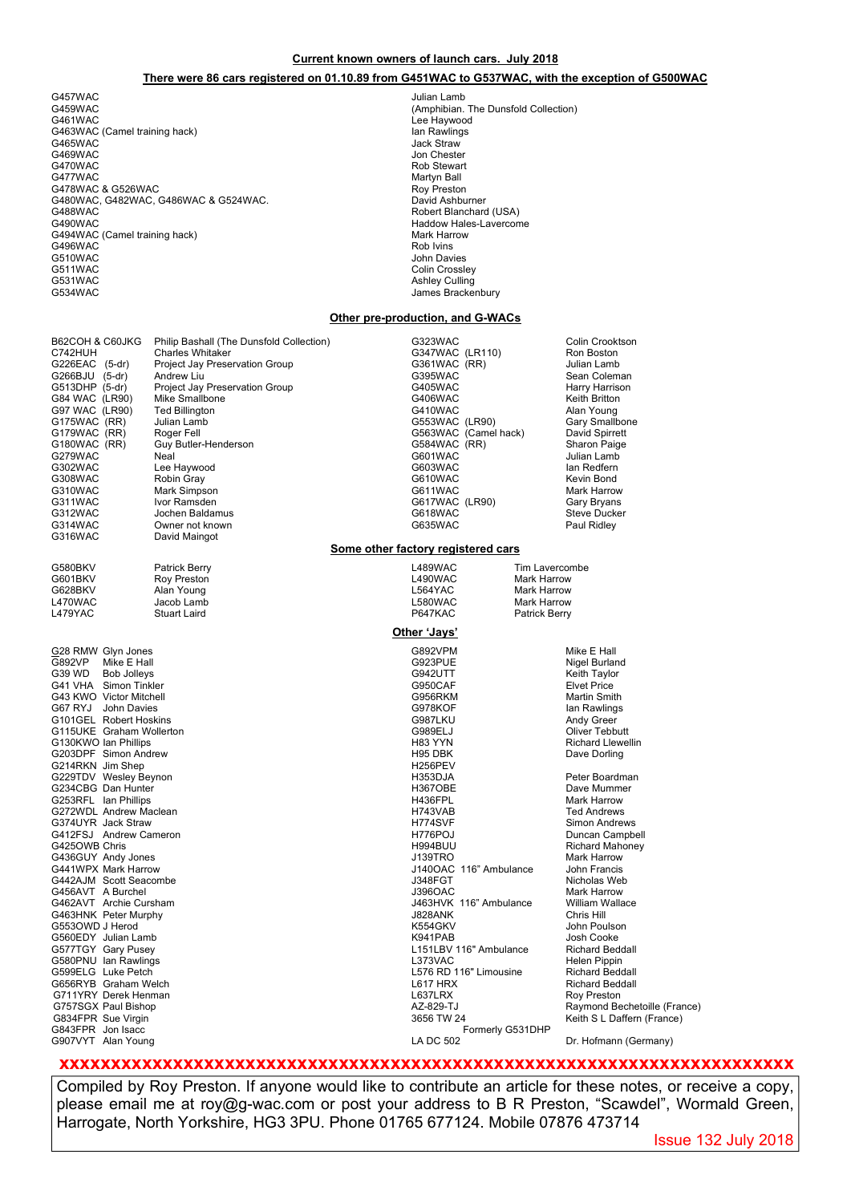**Current known owners of launch cars. July 2018**

**There were 86 cars registered on 01.10.89 from G451WAC to G537WAC, with the exception of G500WAC**

| | |
|---|---|
| G457WAC | Julian Lamb |
| G459WAC | (Amphibian. The Dunsfold Collection) |
| G461WAC | Lee Haywood |
| G463WAC (Camel training hack) | Ian Rawlings |
| G465WAC | Jack Straw |
| G469WAC | Jon Chester |
| G470WAC | Rob Stewart |
| G477WAC | Martyn Ball |
| G478WAC & G526WAC | Roy Preston |
| G480WAC, G482WAC, G486WAC & G524WAC. | David Ashburner |
| G488WAC | Robert Blanchard (USA) |
| G490WAC | Haddow Hales-Lavercome |
| G494WAC (Camel training hack) | Mark Harrow |
| G496WAC | Rob Ivins |
| G510WAC | John Davies |
| G511WAC | Colin Crossley |
| G531WAC | Ashley Culling |
| G534WAC | James Brackenbury |

**Other pre-production, and G-WACs**

| | |
|---|---|
| B62COH & C60JKG | Philip Bashall (The Dunsfold Collection) |
| C742HUH | Charles Whitaker |
| G226EAC (5-dr) | Project Jay Preservation Group |
| G266BJU (5-dr) | Andrew Liu |
| G513DHP (5-dr) | Project Jay Preservation Group |
| G84 WAC (LR90) | Mike Smallbone |
| G97 WAC (LR90) | Ted Billington |
| G175WAC (RR) | Julian Lamb |
| G179WAC (RR) | Roger Fell |
| G180WAC (RR) | Guy Butler-Henderson |
| G279WAC | Neal |
| G302WAC | Lee Haywood |
| G308WAC | Robin Gray |
| G310WAC | Mark Simpson |
| G311WAC | Ivor Ramsden |
| G312WAC | Jochen Baldamus |
| G314WAC | Owner not known |
| G316WAC | David Maingot |
| G323WAC | Colin Crooktson |
| G347WAC (LR110) | Ron Boston |
| G361WAC (RR) | Julian Lamb |
| G395WAC | Sean Coleman |
| G405WAC | Harry Harrison |
| G406WAC | Keith Britton |
| G410WAC | Alan Young |
| G553WAC (LR90) | Gary Smallbone |
| G563WAC (Camel hack) | David Spirrett |
| G584WAC (RR) | Sharon Paige |
| G601WAC | Julian Lamb |
| G603WAC | Ian Redfern |
| G610WAC | Kevin Bond |
| G611WAC | Mark Harrow |
| G617WAC (LR90) | Gary Bryans |
| G618WAC | Steve Ducker |
| G635WAC | Paul Ridley |

**Some other factory registered cars**

| | |
|---|---|
| G580BKV | Patrick Berry |
| G601BKV | Roy Preston |
| G628BKV | Alan Young |
| L470WAC | Jacob Lamb |
| L479YAC | Stuart Laird |
| L489WAC | Tim Lavercombe |
| L490WAC | Mark Harrow |
| L564YAC | Mark Harrow |
| L580WAC | Mark Harrow |
| P647KAC | Patrick Berry |

**Other 'Jays'**

| | |
|---|---|
| G28 RMW | Glyn Jones |
| G892VP | Mike E Hall |
| G39 WD | Bob Jolleys |
| G41 VHA | Simon Tinkler |
| G43 KWO | Victor Mitchell |
| G67 RYJ | John Davies |
| G101GEL | Robert Hoskins |
| G115UKE | Graham Wollerton |
| G130KWO | Ian Phillips |
| G203DPF | Simon Andrew |
| G214RKN | Jim Shep |
| G229TDV | Wesley Beynon |
| G234CBG | Dan Hunter |
| G253RFL | Ian Phillips |
| G272WDL | Andrew Maclean |
| G374UYR | Jack Straw |
| G412FSJ | Andrew Cameron |
| G425OWB | Chris |
| G436GUY | Andy Jones |
| G441WPX | Mark Harrow |
| G442AJM | Scott Seacombe |
| G456AVT | A Burchel |
| G462AVT | Archie Cursham |
| G463HNK | Peter Murphy |
| G553OWD | J Herod |
| G560EDY | Julian Lamb |
| G577TGY | Gary Pusey |
| G580PNU | Ian Rawlings |
| G599ELG | Luke Petch |
| G656RYB | Graham Welch |
| G711YRY | Derek Henman |
| G757SGX | Paul Bishop |
| G834FPR | Sue Virgin |
| G843FPR | Jon Isacc |
| G907VYT | Alan Young |
| G892VPM | Mike E Hall |
| G923PUE | Nigel Burland |
| G942UTT | Keith Taylor |
| G950CAF | Elvet Price |
| G956RKM | Martin Smith |
| G978KOF | Ian Rawlings |
| G987LKU | Andy Greer |
| G989ELJ | Oliver Tebbutt |
| H83 YYN | Richard Llewellin |
| H95 DBK | Dave Dorling |
| H256PEV | |
| H353DJA | Peter Boardman |
| H367OBE | Dave Mummer |
| H436FPL | Mark Harrow |
| H743VAB | Ted Andrews |
| H774SVF | Simon Andrews |
| H776POJ | Duncan Campbell |
| H994BUU | Richard Mahoney |
| J139TRO | Mark Harrow |
| J140OAC 116" Ambulance | John Francis |
| J348FGT | Nicholas Web |
| J396OAC | Mark Harrow |
| J463HVK 116" Ambulance | William Wallace |
| J828ANK | Chris Hill |
| K554GKV | John Poulson |
| K941PAB | Josh Cooke |
| L151LBV 116" Ambulance | Richard Beddall |
| L373VAC | Helen Pippin |
| L576 RD 116" Limousine | Richard Beddall |
| L617 HRX | Richard Beddall |
| L637LRX | Roy Preston |
| AZ-829-TJ | Raymond Bechetoille (France) |
| 3656 TW 24 (Formerly G531DHP) | Keith S L Daffern (France) |
| LA DC 502 | Dr. Hofmann (Germany) |

xxxxxxxxxxxxxxxxxxxxxxxxxxxxxxxxxxxxxxxxxxxxxxxxxxxxxxxxxxxxxxxxxxxx

Compiled by Roy Preston. If anyone would like to contribute an article for these notes, or receive a copy, please email me at roy@g-wac.com or post your address to B R Preston, "Scawdel", Wormald Green, Harrogate, North Yorkshire, HG3 3PU. Phone 01765 677124. Mobile 07876 473714

Issue 132 July 2018